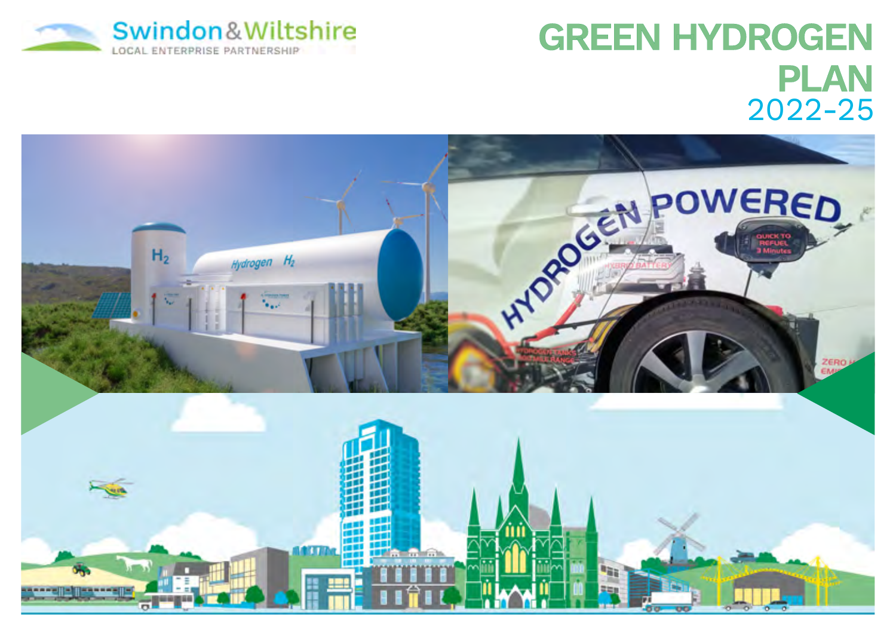Swindon & Wiltshire
LOCAL ENTERPRISE PARTNERSHIP

# GREEN HYDROGEN PLAN

## 2022-25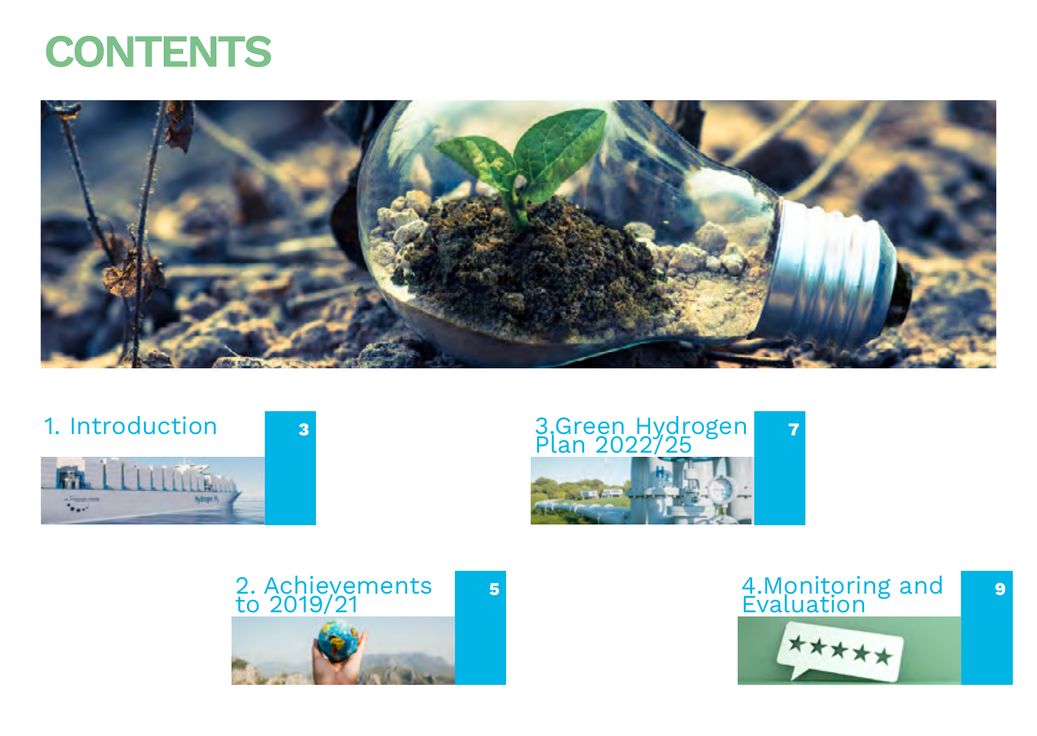# CONTENTS

1. Introduction — 3

2. Achievements to 2019/21 — 5

3. Green Hydrogen Plan 2022/25 — 7

4. Monitoring and Evaluation — 9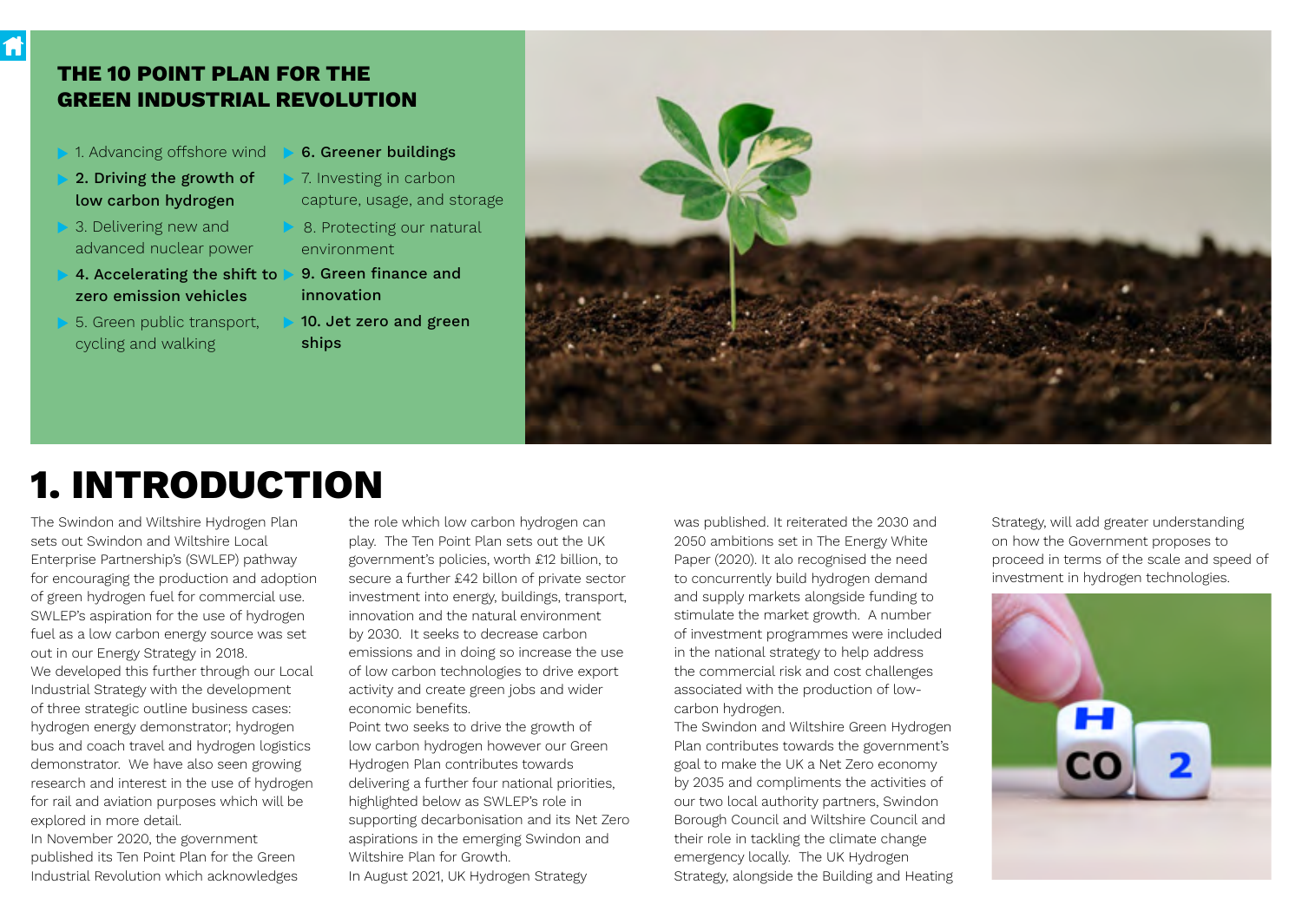## THE 10 POINT PLAN FOR THE GREEN INDUSTRIAL REVOLUTION

- 1. Advancing offshore wind
- **2. Driving the growth of low carbon hydrogen**
- 3. Delivering new and advanced nuclear power
- **4. Accelerating the shift to zero emission vehicles**
- 5. Green public transport, cycling and walking
- **6. Greener buildings**
- 7. Investing in carbon capture, usage, and storage
- 8. Protecting our natural environment
- **9. Green finance and innovation**
- **10. Jet zero and green ships**

# 1. INTRODUCTION

The Swindon and Wiltshire Hydrogen Plan sets out Swindon and Wiltshire Local Enterprise Partnership's (SWLEP) pathway for encouraging the production and adoption of green hydrogen fuel for commercial use. SWLEP's aspiration for the use of hydrogen fuel as a low carbon energy source was set out in our Energy Strategy in 2018.

We developed this further through our Local Industrial Strategy with the development of three strategic outline business cases: hydrogen energy demonstrator; hydrogen bus and coach travel and hydrogen logistics demonstrator. We have also seen growing research and interest in the use of hydrogen for rail and aviation purposes which will be explored in more detail.

In November 2020, the government published its Ten Point Plan for the Green Industrial Revolution which acknowledges the role which low carbon hydrogen can play. The Ten Point Plan sets out the UK government's policies, worth £12 billion, to secure a further £42 billon of private sector investment into energy, buildings, transport, innovation and the natural environment by 2030. It seeks to decrease carbon emissions and in doing so increase the use of low carbon technologies to drive export activity and create green jobs and wider economic benefits.

Point two seeks to drive the growth of low carbon hydrogen however our Green Hydrogen Plan contributes towards delivering a further four national priorities, highlighted below as SWLEP's role in supporting decarbonisation and its Net Zero aspirations in the emerging Swindon and Wiltshire Plan for Growth.

In August 2021, UK Hydrogen Strategy was published. It reiterated the 2030 and 2050 ambitions set in The Energy White Paper (2020). It alo recognised the need to concurrently build hydrogen demand and supply markets alongside funding to stimulate the market growth. A number of investment programmes were included in the national strategy to help address the commercial risk and cost challenges associated with the production of low-carbon hydrogen.

The Swindon and Wiltshire Green Hydrogen Plan contributes towards the government's goal to make the UK a Net Zero economy by 2035 and compliments the activities of our two local authority partners, Swindon Borough Council and Wiltshire Council and their role in tackling the climate change emergency locally. The UK Hydrogen Strategy, alongside the Building and Heating Strategy, will add greater understanding on how the Government proposes to proceed in terms of the scale and speed of investment in hydrogen technologies.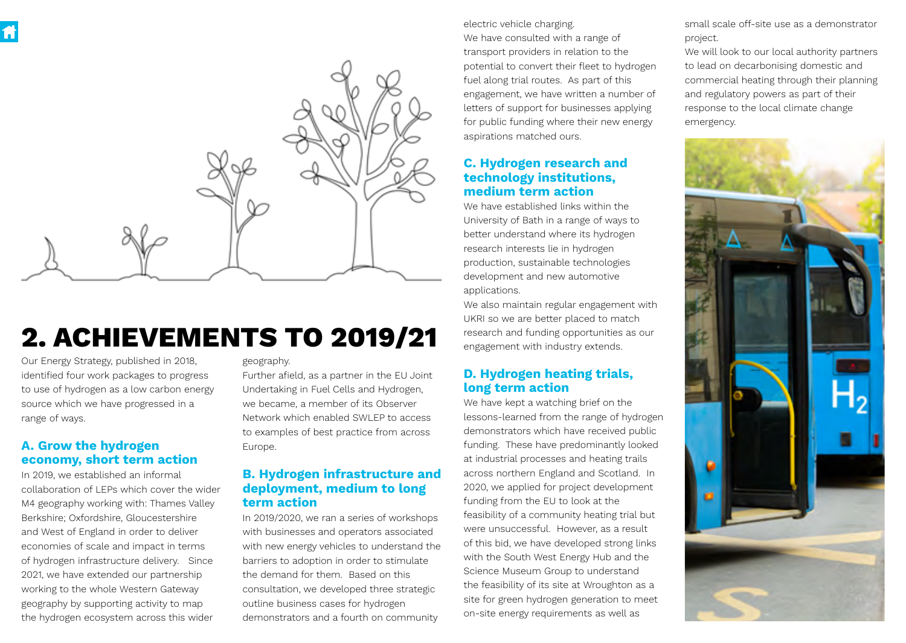# 2. ACHIEVEMENTS TO 2019/21

Our Energy Strategy, published in 2018, identified four work packages to progress to use of hydrogen as a low carbon energy source which we have progressed in a range of ways.

### A. Grow the hydrogen economy, short term action

In 2019, we established an informal collaboration of LEPs which cover the wider M4 geography working with: Thames Valley Berkshire; Oxfordshire, Gloucestershire and West of England in order to deliver economies of scale and impact in terms of hydrogen infrastructure delivery. Since 2021, we have extended our partnership working to the whole Western Gateway geography by supporting activity to map the hydrogen ecosystem across this wider geography.

Further afield, as a partner in the EU Joint Undertaking in Fuel Cells and Hydrogen, we became, a member of its Observer Network which enabled SWLEP to access to examples of best practice from across Europe.

### B. Hydrogen infrastructure and deployment, medium to long term action

In 2019/2020, we ran a series of workshops with businesses and operators associated with new energy vehicles to understand the barriers to adoption in order to stimulate the demand for them. Based on this consultation, we developed three strategic outline business cases for hydrogen demonstrators and a fourth on community electric vehicle charging.

We have consulted with a range of transport providers in relation to the potential to convert their fleet to hydrogen fuel along trial routes. As part of this engagement, we have written a number of letters of support for businesses applying for public funding where their new energy aspirations matched ours.

### C. Hydrogen research and technology institutions, medium term action

We have established links within the University of Bath in a range of ways to better understand where its hydrogen research interests lie in hydrogen production, sustainable technologies development and new automotive applications.

We also maintain regular engagement with UKRI so we are better placed to match research and funding opportunities as our engagement with industry extends.

### D. Hydrogen heating trials, long term action

We have kept a watching brief on the lessons-learned from the range of hydrogen demonstrators which have received public funding. These have predominantly looked at industrial processes and heating trails across northern England and Scotland. In 2020, we applied for project development funding from the EU to look at the feasibility of a community heating trial but were unsuccessful. However, as a result of this bid, we have developed strong links with the South West Energy Hub and the Science Museum Group to understand the feasibility of its site at Wroughton as a site for green hydrogen generation to meet on-site energy requirements as well as small scale off-site use as a demonstrator project.

We will look to our local authority partners to lead on decarbonising domestic and commercial heating through their planning and regulatory powers as part of their response to the local climate change emergency.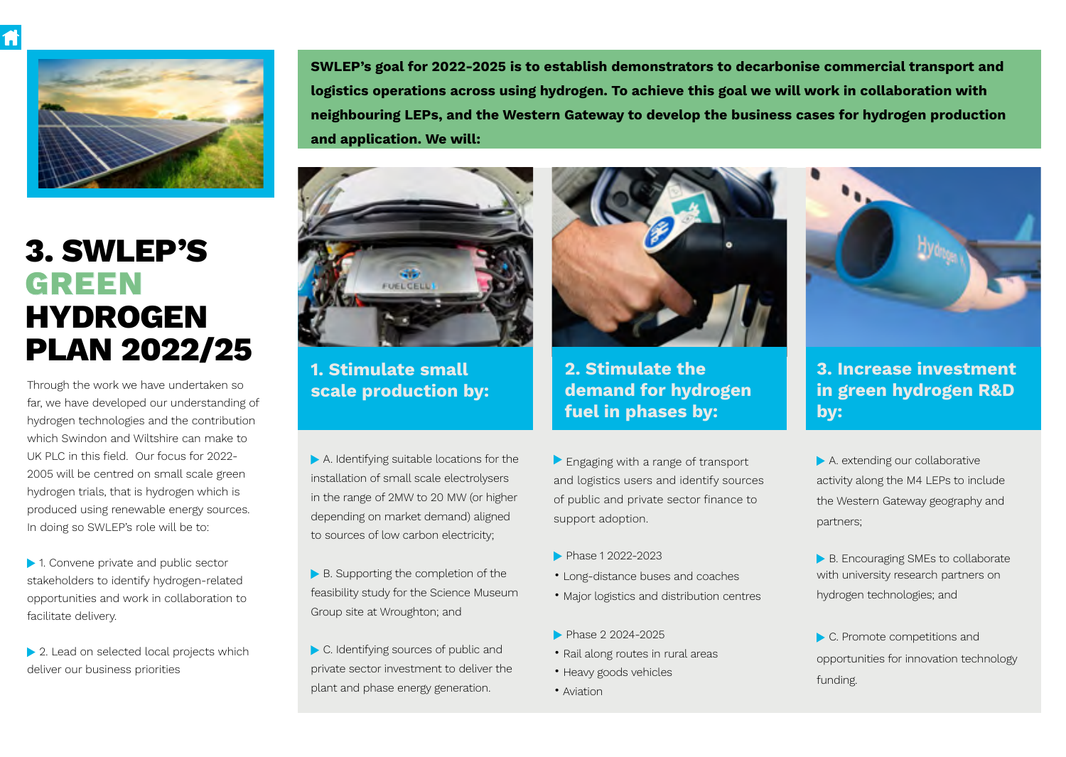# 3. SWLEP'S GREEN HYDROGEN PLAN 2022/25

Through the work we have undertaken so far, we have developed our understanding of hydrogen technologies and the contribution which Swindon and Wiltshire can make to UK PLC in this field. Our focus for 2022-2005 will be centred on small scale green hydrogen trials, that is hydrogen which is produced using renewable energy sources. In doing so SWLEP's role will be to:

- 1. Convene private and public sector stakeholders to identify hydrogen-related opportunities and work in collaboration to facilitate delivery.
- 2. Lead on selected local projects which deliver our business priorities

**SWLEP's goal for 2022-2025 is to establish demonstrators to decarbonise commercial transport and logistics operations across using hydrogen. To achieve this goal we will work in collaboration with neighbouring LEPs, and the Western Gateway to develop the business cases for hydrogen production and application. We will:**

## 1. Stimulate small scale production by:

- A. Identifying suitable locations for the installation of small scale electrolysers in the range of 2MW to 20 MW (or higher depending on market demand) aligned to sources of low carbon electricity;
- B. Supporting the completion of the feasibility study for the Science Museum Group site at Wroughton; and
- C. Identifying sources of public and private sector investment to deliver the plant and phase energy generation.

## 2. Stimulate the demand for hydrogen fuel in phases by:

- Engaging with a range of transport and logistics users and identify sources of public and private sector finance to support adoption.
- Phase 1 2022-2023
  - Long-distance buses and coaches
  - Major logistics and distribution centres
- Phase 2 2024-2025
  - Rail along routes in rural areas
  - Heavy goods vehicles
  - Aviation

## 3. Increase investment in green hydrogen R&D by:

- A. extending our collaborative activity along the M4 LEPs to include the Western Gateway geography and partners;
- B. Encouraging SMEs to collaborate with university research partners on hydrogen technologies; and
- C. Promote competitions and opportunities for innovation technology funding.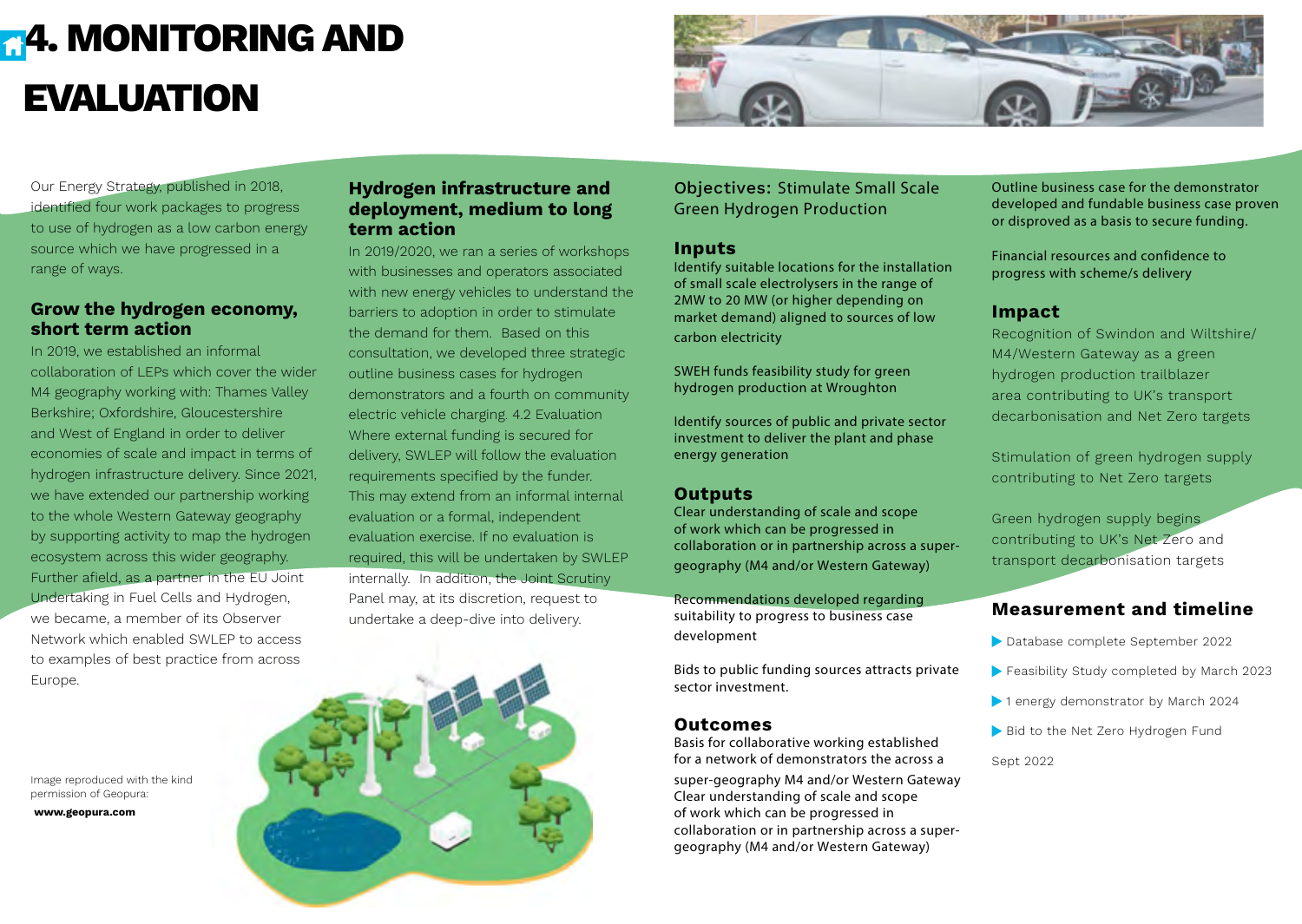# 4. MONITORING AND EVALUATION

Our Energy Strategy, published in 2018, identified four work packages to progress to use of hydrogen as a low carbon energy source which we have progressed in a range of ways.

## Grow the hydrogen economy, short term action

In 2019, we established an informal collaboration of LEPs which cover the wider M4 geography working with: Thames Valley Berkshire; Oxfordshire, Gloucestershire and West of England in order to deliver economies of scale and impact in terms of hydrogen infrastructure delivery. Since 2021, we have extended our partnership working to the whole Western Gateway geography by supporting activity to map the hydrogen ecosystem across this wider geography. Further afield, as a partner in the EU Joint Undertaking in Fuel Cells and Hydrogen, we became, a member of its Observer Network which enabled SWLEP to access to examples of best practice from across Europe.

Image reproduced with the kind permission of Geopura:
**www.geopura.com**

## Hydrogen infrastructure and deployment, medium to long term action

In 2019/2020, we ran a series of workshops with businesses and operators associated with new energy vehicles to understand the barriers to adoption in order to stimulate the demand for them. Based on this consultation, we developed three strategic outline business cases for hydrogen demonstrators and a fourth on community electric vehicle charging. 4.2 Evaluation Where external funding is secured for delivery, SWLEP will follow the evaluation requirements specified by the funder. This may extend from an informal internal evaluation or a formal, independent evaluation exercise. If no evaluation is required, this will be undertaken by SWLEP internally. In addition, the Joint Scrutiny Panel may, at its discretion, request to undertake a deep-dive into delivery.

Objectives: Stimulate Small Scale Green Hydrogen Production

### Inputs

Identify suitable locations for the installation of small scale electrolysers in the range of 2MW to 20 MW (or higher depending on market demand) aligned to sources of low carbon electricity

SWEH funds feasibility study for green hydrogen production at Wroughton

Identify sources of public and private sector investment to deliver the plant and phase energy generation

### Outputs

Clear understanding of scale and scope of work which can be progressed in collaboration or in partnership across a super-geography (M4 and/or Western Gateway)

Recommendations developed regarding suitability to progress to business case development

Bids to public funding sources attracts private sector investment.

### Outcomes

Basis for collaborative working established for a network of demonstrators the across a super-geography M4 and/or Western Gateway
Clear understanding of scale and scope of work which can be progressed in collaboration or in partnership across a super-geography (M4 and/or Western Gateway)

Outline business case for the demonstrator developed and fundable business case proven or disproved as a basis to secure funding.

Financial resources and confidence to progress with scheme/s delivery

### Impact

Recognition of Swindon and Wiltshire/ M4/Western Gateway as a green hydrogen production trailblazer area contributing to UK's transport decarbonisation and Net Zero targets

Stimulation of green hydrogen supply contributing to Net Zero targets

Green hydrogen supply begins contributing to UK's Net Zero and transport decarbonisation targets

### Measurement and timeline

- Database complete September 2022
- Feasibility Study completed by March 2023
- 1 energy demonstrator by March 2024
- Bid to the Net Zero Hydrogen Fund

Sept 2022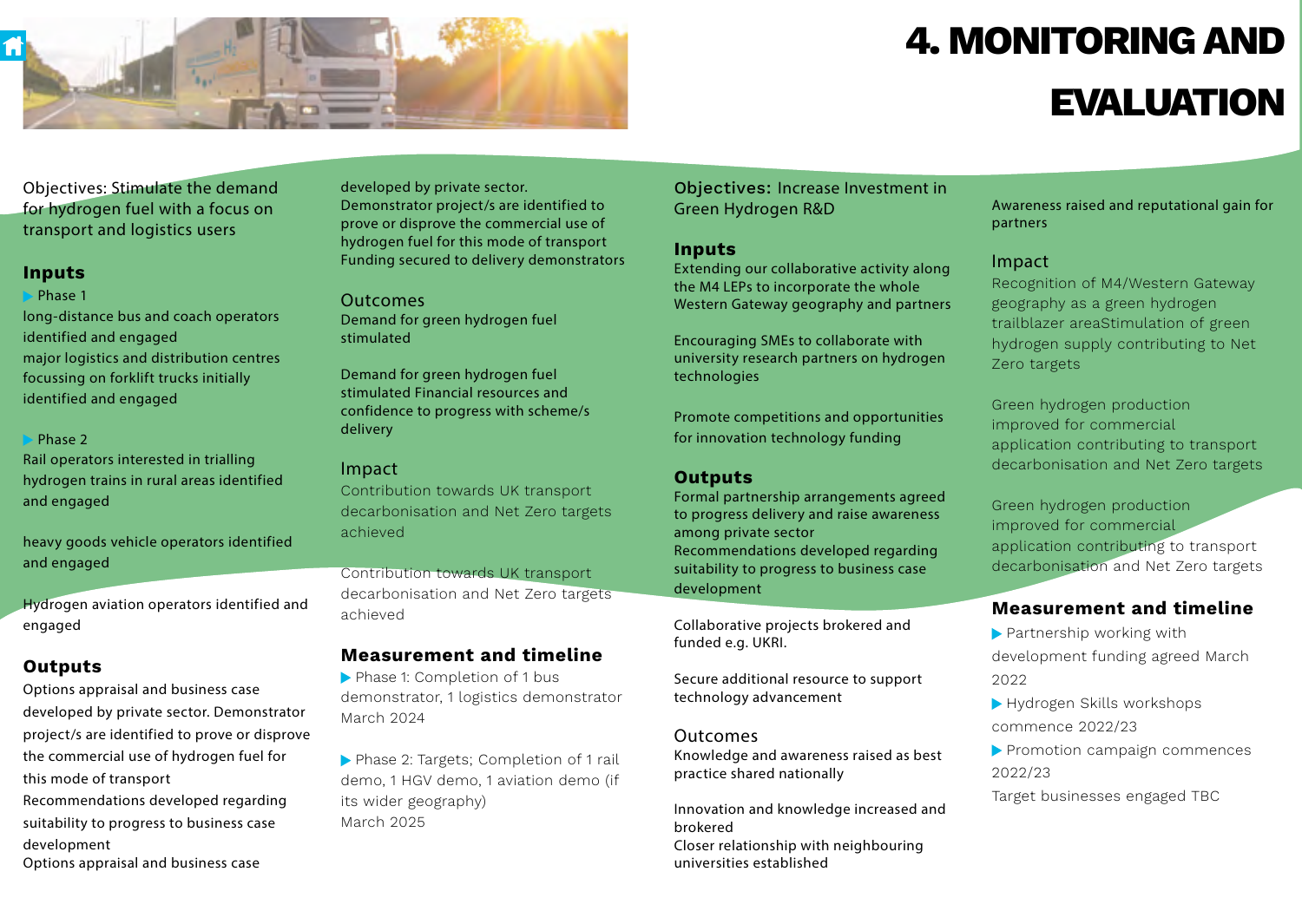# 4. MONITORING AND EVALUATION

Objectives: Stimulate the demand for hydrogen fuel with a focus on transport and logistics users

## Inputs

- Phase 1

long-distance bus and coach operators identified and engaged
major logistics and distribution centres focussing on forklift trucks initially identified and engaged

- Phase 2

Rail operators interested in trialling hydrogen trains in rural areas identified and engaged

heavy goods vehicle operators identified and engaged

Hydrogen aviation operators identified and engaged

## Outputs

Options appraisal and business case developed by private sector. Demonstrator project/s are identified to prove or disprove the commercial use of hydrogen fuel for this mode of transport
Recommendations developed regarding suitability to progress to business case development
Options appraisal and business case developed by private sector.
Demonstrator project/s are identified to prove or disprove the commercial use of hydrogen fuel for this mode of transport
Funding secured to delivery demonstrators

## Outcomes

Demand for green hydrogen fuel stimulated

Demand for green hydrogen fuel stimulated Financial resources and confidence to progress with scheme/s delivery

## Impact

Contribution towards UK transport decarbonisation and Net Zero targets achieved

Contribution towards UK transport decarbonisation and Net Zero targets achieved

## Measurement and timeline

- Phase 1: Completion of 1 bus demonstrator, 1 logistics demonstrator March 2024
- Phase 2: Targets; Completion of 1 rail demo, 1 HGV demo, 1 aviation demo (if its wider geography) March 2025

**Objectives:** Increase Investment in Green Hydrogen R&D

## Inputs

Extending our collaborative activity along the M4 LEPs to incorporate the whole Western Gateway geography and partners

Encouraging SMEs to collaborate with university research partners on hydrogen technologies

Promote competitions and opportunities for innovation technology funding

## Outputs

Formal partnership arrangements agreed to progress delivery and raise awareness among private sector
Recommendations developed regarding suitability to progress to business case development

Collaborative projects brokered and funded e.g. UKRI.

Secure additional resource to support technology advancement

## Outcomes

Knowledge and awareness raised as best practice shared nationally

Innovation and knowledge increased and brokered
Closer relationship with neighbouring universities established

Awareness raised and reputational gain for partners

## Impact

Recognition of M4/Western Gateway geography as a green hydrogen trailblazer areaStimulation of green hydrogen supply contributing to Net Zero targets

Green hydrogen production improved for commercial application contributing to transport decarbonisation and Net Zero targets

Green hydrogen production improved for commercial application contributing to transport decarbonisation and Net Zero targets

## Measurement and timeline

- Partnership working with development funding agreed March 2022
- Hydrogen Skills workshops commence 2022/23
- Promotion campaign commences 2022/23

Target businesses engaged TBC